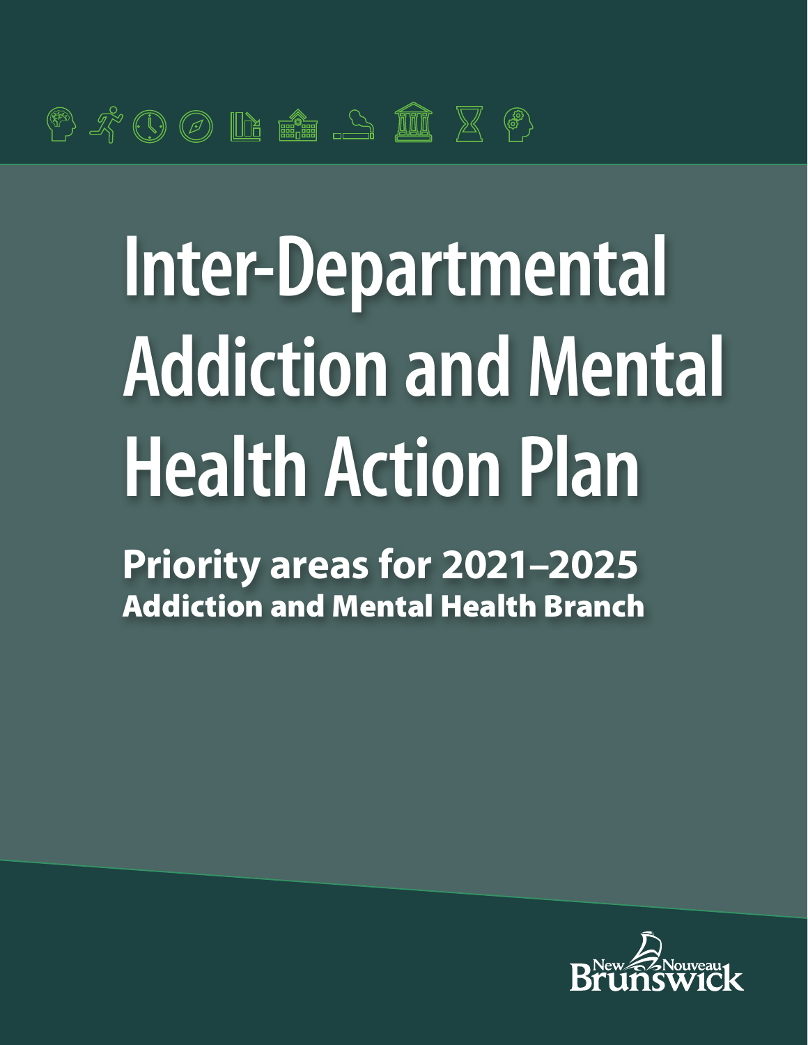# Inter-Departmental Addiction and Mental Health Action Plan

## Priority areas for 2021–2025

### Addiction and Mental Health Branch

New Nouveau Brunswick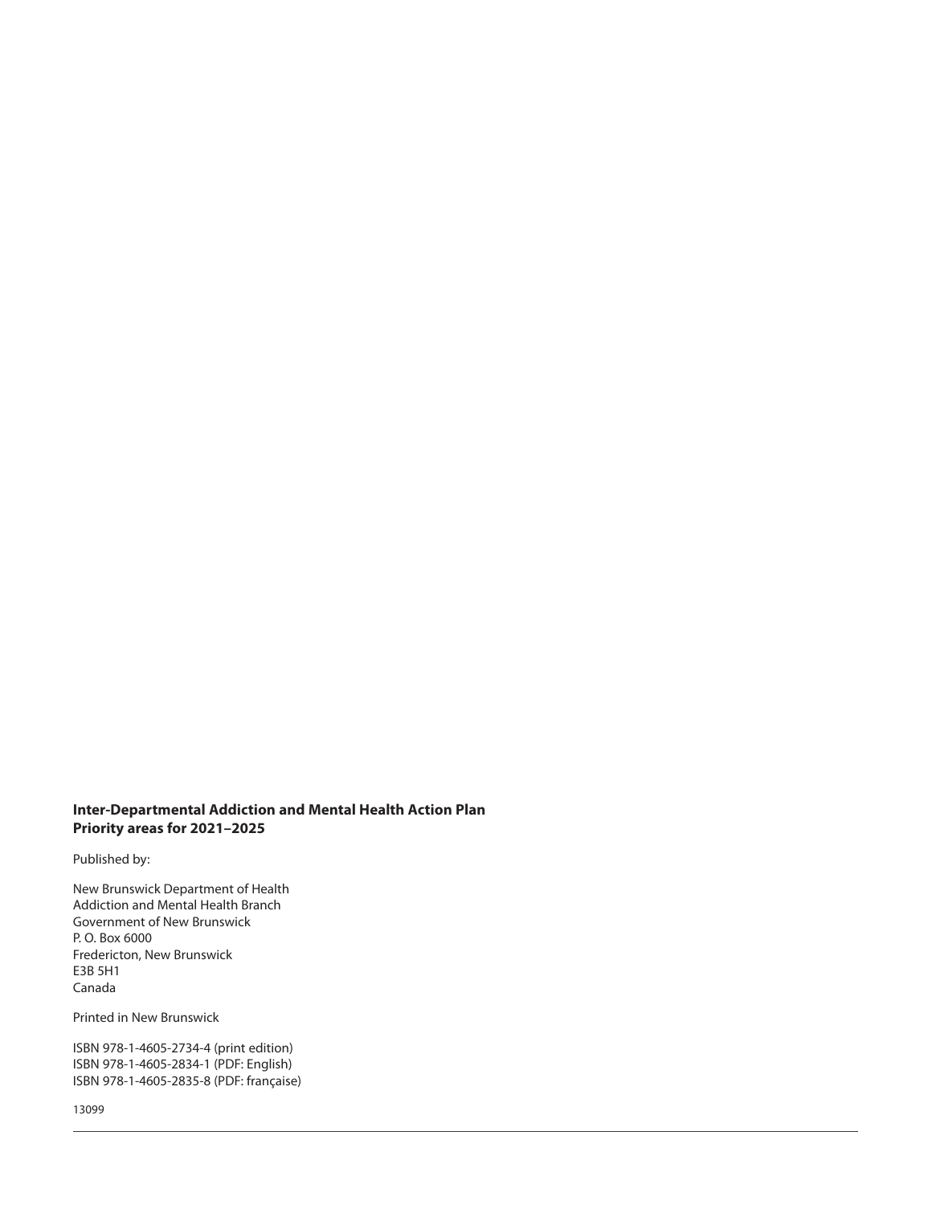**Inter-Departmental Addiction and Mental Health Action Plan**
**Priority areas for 2021–2025**

Published by:

New Brunswick Department of Health
Addiction and Mental Health Branch
Government of New Brunswick
P. O. Box 6000
Fredericton, New Brunswick
E3B 5H1
Canada

Printed in New Brunswick

ISBN 978-1-4605-2734-4 (print edition)
ISBN 978-1-4605-2834-1 (PDF: English)
ISBN 978-1-4605-2835-8 (PDF: française)

13099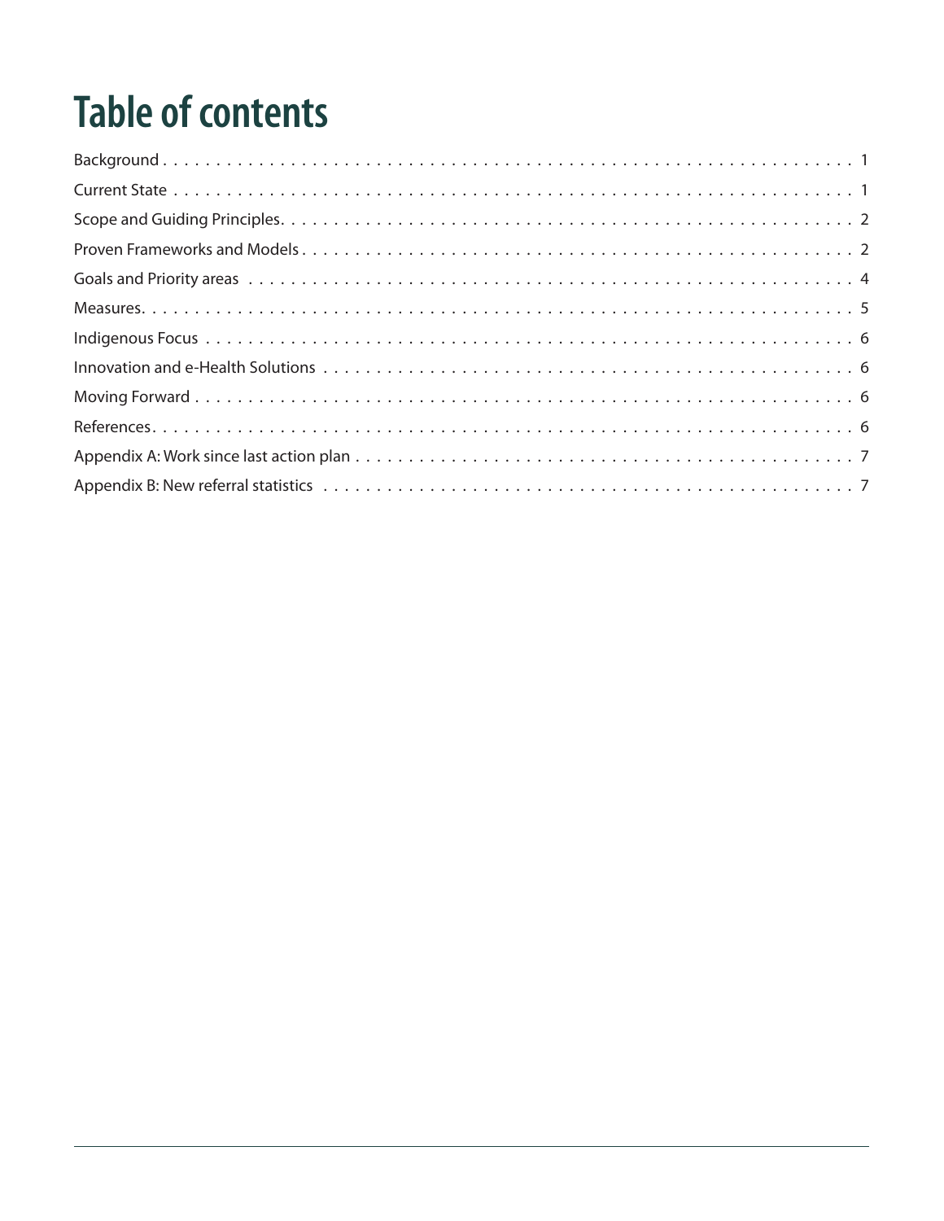# Table of contents

| | |
|---|---|
| Background | 1 |
| Current State | 1 |
| Scope and Guiding Principles | 2 |
| Proven Frameworks and Models | 2 |
| Goals and Priority areas | 4 |
| Measures | 5 |
| Indigenous Focus | 6 |
| Innovation and e-Health Solutions | 6 |
| Moving Forward | 6 |
| References | 6 |
| Appendix A: Work since last action plan | 7 |
| Appendix B: New referral statistics | 7 |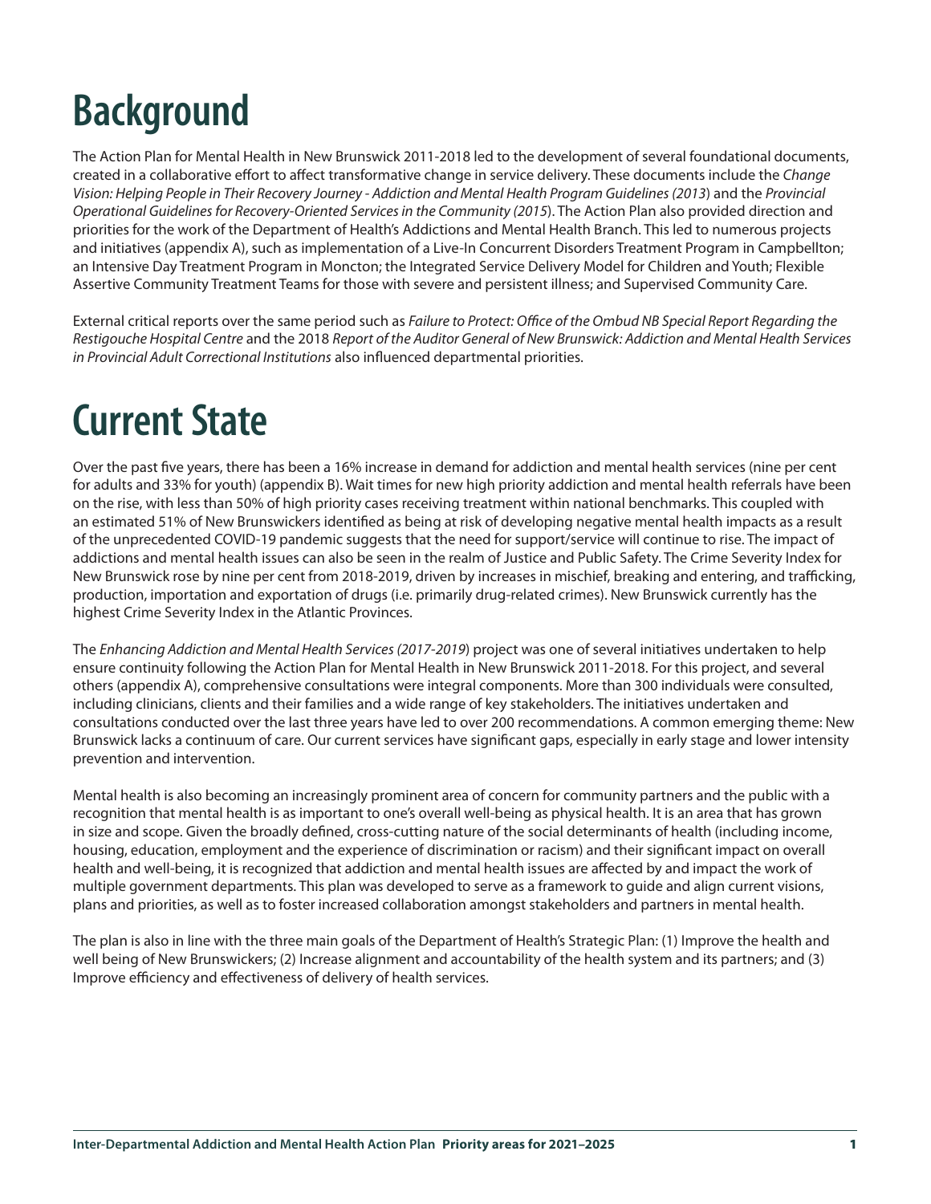# Background

The Action Plan for Mental Health in New Brunswick 2011-2018 led to the development of several foundational documents, created in a collaborative effort to affect transformative change in service delivery. These documents include the *Change Vision: Helping People in Their Recovery Journey - Addiction and Mental Health Program Guidelines (2013*) and the *Provincial Operational Guidelines for Recovery-Oriented Services in the Community (2015*). The Action Plan also provided direction and priorities for the work of the Department of Health's Addictions and Mental Health Branch. This led to numerous projects and initiatives (appendix A), such as implementation of a Live-In Concurrent Disorders Treatment Program in Campbellton; an Intensive Day Treatment Program in Moncton; the Integrated Service Delivery Model for Children and Youth; Flexible Assertive Community Treatment Teams for those with severe and persistent illness; and Supervised Community Care.

External critical reports over the same period such as *Failure to Protect: Office of the Ombud NB Special Report Regarding the Restigouche Hospital Centre* and the 2018 *Report of the Auditor General of New Brunswick: Addiction and Mental Health Services in Provincial Adult Correctional Institutions* also influenced departmental priorities.

# Current State

Over the past five years, there has been a 16% increase in demand for addiction and mental health services (nine per cent for adults and 33% for youth) (appendix B). Wait times for new high priority addiction and mental health referrals have been on the rise, with less than 50% of high priority cases receiving treatment within national benchmarks. This coupled with an estimated 51% of New Brunswickers identified as being at risk of developing negative mental health impacts as a result of the unprecedented COVID-19 pandemic suggests that the need for support/service will continue to rise. The impact of addictions and mental health issues can also be seen in the realm of Justice and Public Safety. The Crime Severity Index for New Brunswick rose by nine per cent from 2018-2019, driven by increases in mischief, breaking and entering, and trafficking, production, importation and exportation of drugs (i.e. primarily drug-related crimes). New Brunswick currently has the highest Crime Severity Index in the Atlantic Provinces.

The *Enhancing Addiction and Mental Health Services (2017-2019*) project was one of several initiatives undertaken to help ensure continuity following the Action Plan for Mental Health in New Brunswick 2011-2018. For this project, and several others (appendix A), comprehensive consultations were integral components. More than 300 individuals were consulted, including clinicians, clients and their families and a wide range of key stakeholders. The initiatives undertaken and consultations conducted over the last three years have led to over 200 recommendations. A common emerging theme: New Brunswick lacks a continuum of care. Our current services have significant gaps, especially in early stage and lower intensity prevention and intervention.

Mental health is also becoming an increasingly prominent area of concern for community partners and the public with a recognition that mental health is as important to one's overall well-being as physical health. It is an area that has grown in size and scope. Given the broadly defined, cross-cutting nature of the social determinants of health (including income, housing, education, employment and the experience of discrimination or racism) and their significant impact on overall health and well-being, it is recognized that addiction and mental health issues are affected by and impact the work of multiple government departments. This plan was developed to serve as a framework to guide and align current visions, plans and priorities, as well as to foster increased collaboration amongst stakeholders and partners in mental health.

The plan is also in line with the three main goals of the Department of Health's Strategic Plan: (1) Improve the health and well being of New Brunswickers; (2) Increase alignment and accountability of the health system and its partners; and (3) Improve efficiency and effectiveness of delivery of health services.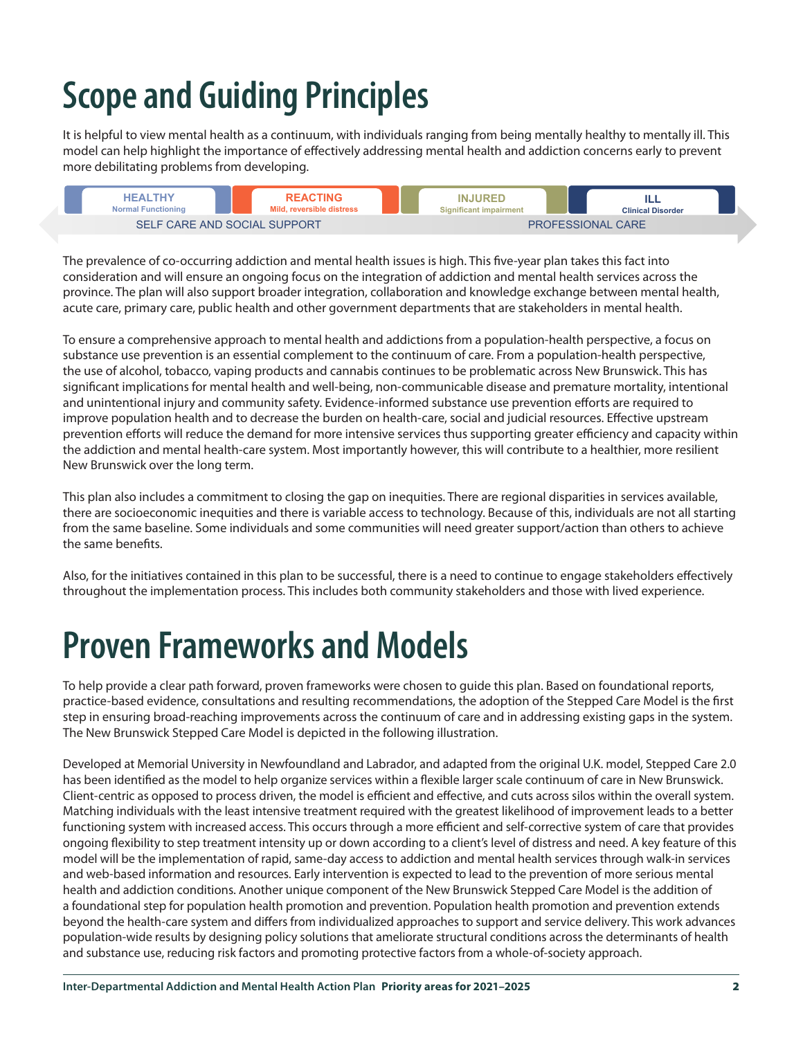# Scope and Guiding Principles

It is helpful to view mental health as a continuum, with individuals ranging from being mentally healthy to mentally ill. This model can help highlight the importance of effectively addressing mental health and addiction concerns early to prevent more debilitating problems from developing.

| HEALTHY | REACTING | INJURED | ILL |
|---|---|---|---|
| Normal Functioning | Mild, reversible distress | Significant impairment | Clinical Disorder |
| SELF CARE AND SOCIAL SUPPORT | | PROFESSIONAL CARE | |

The prevalence of co-occurring addiction and mental health issues is high. This five-year plan takes this fact into consideration and will ensure an ongoing focus on the integration of addiction and mental health services across the province. The plan will also support broader integration, collaboration and knowledge exchange between mental health, acute care, primary care, public health and other government departments that are stakeholders in mental health.

To ensure a comprehensive approach to mental health and addictions from a population-health perspective, a focus on substance use prevention is an essential complement to the continuum of care. From a population-health perspective, the use of alcohol, tobacco, vaping products and cannabis continues to be problematic across New Brunswick. This has significant implications for mental health and well-being, non-communicable disease and premature mortality, intentional and unintentional injury and community safety. Evidence-informed substance use prevention efforts are required to improve population health and to decrease the burden on health-care, social and judicial resources. Effective upstream prevention efforts will reduce the demand for more intensive services thus supporting greater efficiency and capacity within the addiction and mental health-care system. Most importantly however, this will contribute to a healthier, more resilient New Brunswick over the long term.

This plan also includes a commitment to closing the gap on inequities. There are regional disparities in services available, there are socioeconomic inequities and there is variable access to technology. Because of this, individuals are not all starting from the same baseline. Some individuals and some communities will need greater support/action than others to achieve the same benefits.

Also, for the initiatives contained in this plan to be successful, there is a need to continue to engage stakeholders effectively throughout the implementation process. This includes both community stakeholders and those with lived experience.

# Proven Frameworks and Models

To help provide a clear path forward, proven frameworks were chosen to guide this plan. Based on foundational reports, practice-based evidence, consultations and resulting recommendations, the adoption of the Stepped Care Model is the first step in ensuring broad-reaching improvements across the continuum of care and in addressing existing gaps in the system. The New Brunswick Stepped Care Model is depicted in the following illustration.

Developed at Memorial University in Newfoundland and Labrador, and adapted from the original U.K. model, Stepped Care 2.0 has been identified as the model to help organize services within a flexible larger scale continuum of care in New Brunswick. Client-centric as opposed to process driven, the model is efficient and effective, and cuts across silos within the overall system. Matching individuals with the least intensive treatment required with the greatest likelihood of improvement leads to a better functioning system with increased access. This occurs through a more efficient and self-corrective system of care that provides ongoing flexibility to step treatment intensity up or down according to a client's level of distress and need. A key feature of this model will be the implementation of rapid, same-day access to addiction and mental health services through walk-in services and web-based information and resources. Early intervention is expected to lead to the prevention of more serious mental health and addiction conditions. Another unique component of the New Brunswick Stepped Care Model is the addition of a foundational step for population health promotion and prevention. Population health promotion and prevention extends beyond the health-care system and differs from individualized approaches to support and service delivery. This work advances population-wide results by designing policy solutions that ameliorate structural conditions across the determinants of health and substance use, reducing risk factors and promoting protective factors from a whole-of-society approach.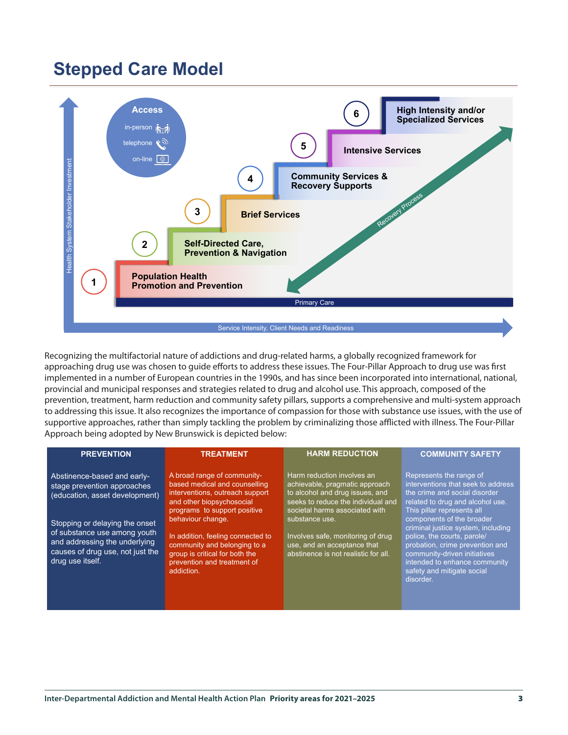## Stepped Care Model

Access: in-person, telephone, on-line

1. Population Health Promotion and Prevention
2. Self-Directed Care, Prevention & Navigation
3. Brief Services
4. Community Services & Recovery Supports
5. Intensive Services
6. High Intensity and/or Specialized Services

Recovery Process

Primary Care

Health System Stakeholder Investment

Service Intensity, Client Needs and Readiness

Recognizing the multifactorial nature of addictions and drug-related harms, a globally recognized framework for approaching drug use was chosen to guide efforts to address these issues. The Four-Pillar Approach to drug use was first implemented in a number of European countries in the 1990s, and has since been incorporated into international, national, provincial and municipal responses and strategies related to drug and alcohol use. This approach, composed of the prevention, treatment, harm reduction and community safety pillars, supports a comprehensive and multi-system approach to addressing this issue. It also recognizes the importance of compassion for those with substance use issues, with the use of supportive approaches, rather than simply tackling the problem by criminalizing those afflicted with illness. The Four-Pillar Approach being adopted by New Brunswick is depicted below:

| PREVENTION | TREATMENT | HARM REDUCTION | COMMUNITY SAFETY |
|---|---|---|---|
| Abstinence-based and early-stage prevention approaches (education, asset development)<br><br>Stopping or delaying the onset of substance use among youth and addressing the underlying causes of drug use, not just the drug use itself. | A broad range of community-based medical and counselling interventions, outreach support and other biopsychosocial programs to support positive behaviour change.<br><br>In addition, feeling connected to community and belonging to a group is critical for both the prevention and treatment of addiction. | Harm reduction involves an achievable, pragmatic approach to alcohol and drug issues, and seeks to reduce the individual and societal harms associated with substance use.<br><br>Involves safe, monitoring of drug use, and an acceptance that abstinence is not realistic for all. | Represents the range of interventions that seek to address the crime and social disorder related to drug and alcohol use. This pillar represents all components of the broader criminal justice system, including police, the courts, parole/probation, crime prevention and community-driven initiatives intended to enhance community safety and mitigate social disorder. |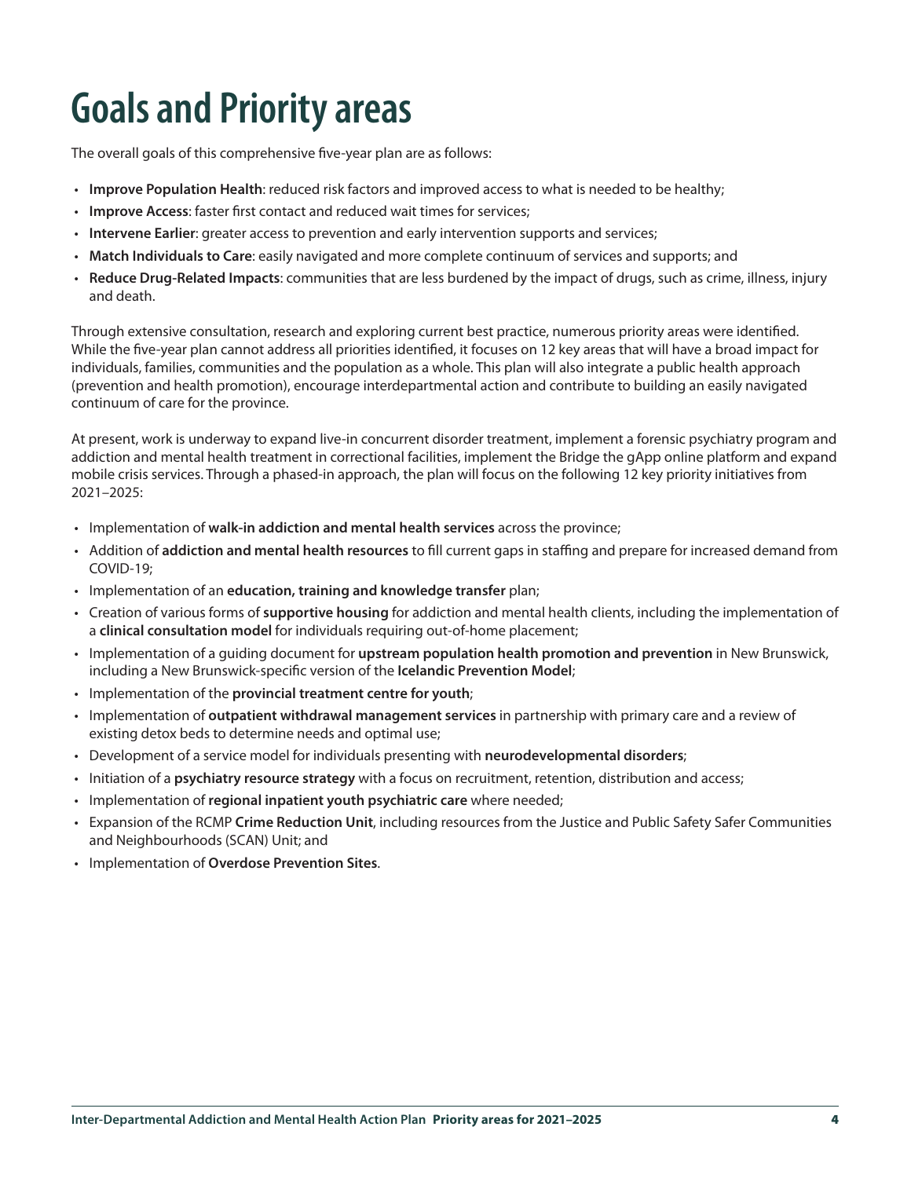# Goals and Priority areas

The overall goals of this comprehensive five-year plan are as follows:

- **Improve Population Health**: reduced risk factors and improved access to what is needed to be healthy;
- **Improve Access**: faster first contact and reduced wait times for services;
- **Intervene Earlier**: greater access to prevention and early intervention supports and services;
- **Match Individuals to Care**: easily navigated and more complete continuum of services and supports; and
- **Reduce Drug-Related Impacts**: communities that are less burdened by the impact of drugs, such as crime, illness, injury and death.

Through extensive consultation, research and exploring current best practice, numerous priority areas were identified. While the five-year plan cannot address all priorities identified, it focuses on 12 key areas that will have a broad impact for individuals, families, communities and the population as a whole. This plan will also integrate a public health approach (prevention and health promotion), encourage interdepartmental action and contribute to building an easily navigated continuum of care for the province.

At present, work is underway to expand live-in concurrent disorder treatment, implement a forensic psychiatry program and addiction and mental health treatment in correctional facilities, implement the Bridge the gApp online platform and expand mobile crisis services. Through a phased-in approach, the plan will focus on the following 12 key priority initiatives from 2021–2025:

- Implementation of **walk-in addiction and mental health services** across the province;
- Addition of **addiction and mental health resources** to fill current gaps in staffing and prepare for increased demand from COVID-19;
- Implementation of an **education, training and knowledge transfer** plan;
- Creation of various forms of **supportive housing** for addiction and mental health clients, including the implementation of a **clinical consultation model** for individuals requiring out-of-home placement;
- Implementation of a guiding document for **upstream population health promotion and prevention** in New Brunswick, including a New Brunswick-specific version of the **Icelandic Prevention Model**;
- Implementation of the **provincial treatment centre for youth**;
- Implementation of **outpatient withdrawal management services** in partnership with primary care and a review of existing detox beds to determine needs and optimal use;
- Development of a service model for individuals presenting with **neurodevelopmental disorders**;
- Initiation of a **psychiatry resource strategy** with a focus on recruitment, retention, distribution and access;
- Implementation of **regional inpatient youth psychiatric care** where needed;
- Expansion of the RCMP **Crime Reduction Unit**, including resources from the Justice and Public Safety Safer Communities and Neighbourhoods (SCAN) Unit; and
- Implementation of **Overdose Prevention Sites**.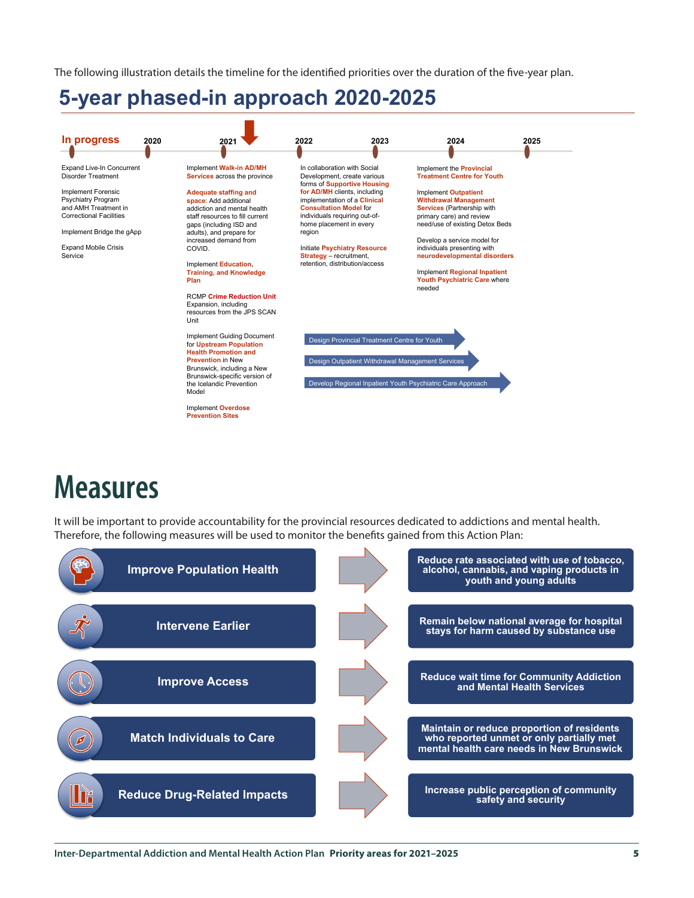The following illustration details the timeline for the identified priorities over the duration of the five-year plan.

## 5-year phased-in approach 2020-2025

**In progress** | 2020 | 2021 | 2022 | 2023 | 2024 | 2025

**In progress**

- Expand Live-In Concurrent Disorder Treatment
- Implement Forensic Psychiatry Program and AMH Treatment in Correctional Facilities
- Implement Bridge the gApp
- Expand Mobile Crisis Service

**2021**

- Implement **Walk-in AD/MH Services** across the province
- **Adequate staffing and space**: Add additional addiction and mental health staff resources to fill current gaps (including ISD and adults), and prepare for increased demand from COVID.
- Implement **Education, Training, and Knowledge Plan**
- RCMP **Crime Reduction Unit** Expansion, including resources from the JPS SCAN Unit
- Implement Guiding Document for **Upstream Population Health Promotion and Prevention** in New Brunswick, including a New Brunswick-specific version of the Icelandic Prevention Model
- Implement **Overdose Prevention Sites**

**2022**

- In collaboration with Social Development, create various forms of **Supportive Housing for AD/MH** clients, including implementation of a **Clinical Consultation Model** for individuals requiring out-of-home placement in every region
- Initiate **Psychiatry Resource Strategy** – recruitment, retention, distribution/access

**2022–2024**

- Design Provincial Treatment Centre for Youth
- Design Outpatient Withdrawal Management Services
- Develop Regional Inpatient Youth Psychiatric Care Approach

**2024**

- Implement the **Provincial Treatment Centre for Youth**
- Implement **Outpatient Withdrawal Management Services** (Partnership with primary care) and review need/use of existing Detox Beds
- Develop a service model for individuals presenting with **neurodevelopmental disorders**
- Implement **Regional Inpatient Youth Psychiatric Care** where needed

# Measures

It will be important to provide accountability for the provincial resources dedicated to addictions and mental health. Therefore, the following measures will be used to monitor the benefits gained from this Action Plan:

| Priority | Measure |
| --- | --- |
| **Improve Population Health** | **Reduce rate associated with use of tobacco, alcohol, cannabis, and vaping products in youth and young adults** |
| **Intervene Earlier** | **Remain below national average for hospital stays for harm caused by substance use** |
| **Improve Access** | **Reduce wait time for Community Addiction and Mental Health Services** |
| **Match Individuals to Care** | **Maintain or reduce proportion of residents who reported unmet or only partially met mental health care needs in New Brunswick** |
| **Reduce Drug-Related Impacts** | **Increase public perception of community safety and security** |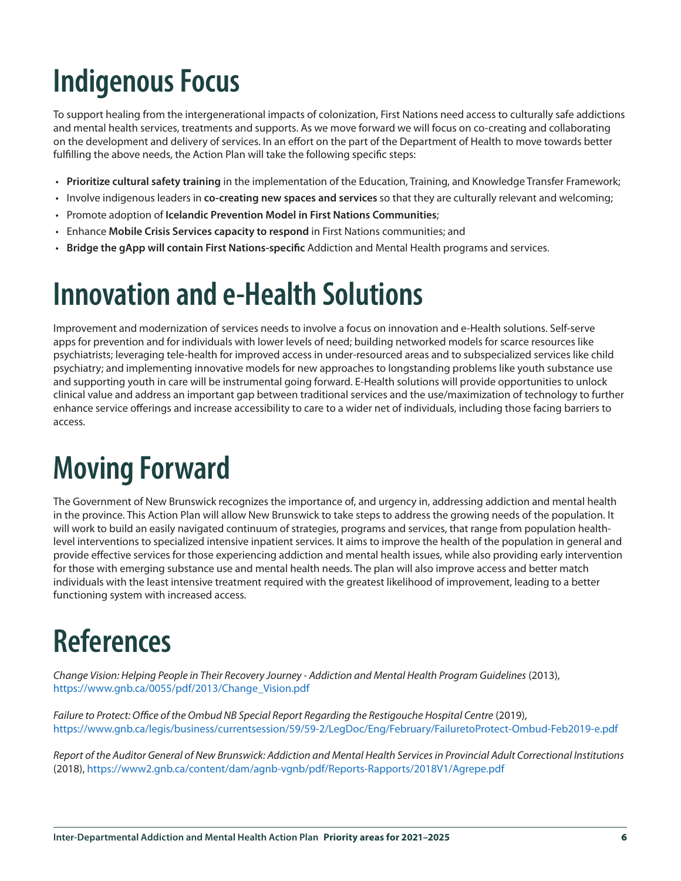# Indigenous Focus

To support healing from the intergenerational impacts of colonization, First Nations need access to culturally safe addictions and mental health services, treatments and supports. As we move forward we will focus on co-creating and collaborating on the development and delivery of services. In an effort on the part of the Department of Health to move towards better fulfilling the above needs, the Action Plan will take the following specific steps:

- **Prioritize cultural safety training** in the implementation of the Education, Training, and Knowledge Transfer Framework;
- Involve indigenous leaders in **co-creating new spaces and services** so that they are culturally relevant and welcoming;
- Promote adoption of **Icelandic Prevention Model in First Nations Communities**;
- Enhance **Mobile Crisis Services capacity to respond** in First Nations communities; and
- **Bridge the gApp will contain First Nations-specific** Addiction and Mental Health programs and services.

# Innovation and e-Health Solutions

Improvement and modernization of services needs to involve a focus on innovation and e-Health solutions. Self-serve apps for prevention and for individuals with lower levels of need; building networked models for scarce resources like psychiatrists; leveraging tele-health for improved access in under-resourced areas and to subspecialized services like child psychiatry; and implementing innovative models for new approaches to longstanding problems like youth substance use and supporting youth in care will be instrumental going forward. E-Health solutions will provide opportunities to unlock clinical value and address an important gap between traditional services and the use/maximization of technology to further enhance service offerings and increase accessibility to care to a wider net of individuals, including those facing barriers to access.

# Moving Forward

The Government of New Brunswick recognizes the importance of, and urgency in, addressing addiction and mental health in the province. This Action Plan will allow New Brunswick to take steps to address the growing needs of the population. It will work to build an easily navigated continuum of strategies, programs and services, that range from population health-level interventions to specialized intensive inpatient services. It aims to improve the health of the population in general and provide effective services for those experiencing addiction and mental health issues, while also providing early intervention for those with emerging substance use and mental health needs. The plan will also improve access and better match individuals with the least intensive treatment required with the greatest likelihood of improvement, leading to a better functioning system with increased access.

# References

*Change Vision: Helping People in Their Recovery Journey - Addiction and Mental Health Program Guidelines* (2013), https://www.gnb.ca/0055/pdf/2013/Change_Vision.pdf

*Failure to Protect: Office of the Ombud NB Special Report Regarding the Restigouche Hospital Centre* (2019), https://www.gnb.ca/legis/business/currentsession/59/59-2/LegDoc/Eng/February/FailuretoProtect-Ombud-Feb2019-e.pdf

*Report of the Auditor General of New Brunswick: Addiction and Mental Health Services in Provincial Adult Correctional Institutions* (2018), https://www2.gnb.ca/content/dam/agnb-vgnb/pdf/Reports-Rapports/2018V1/Agrepe.pdf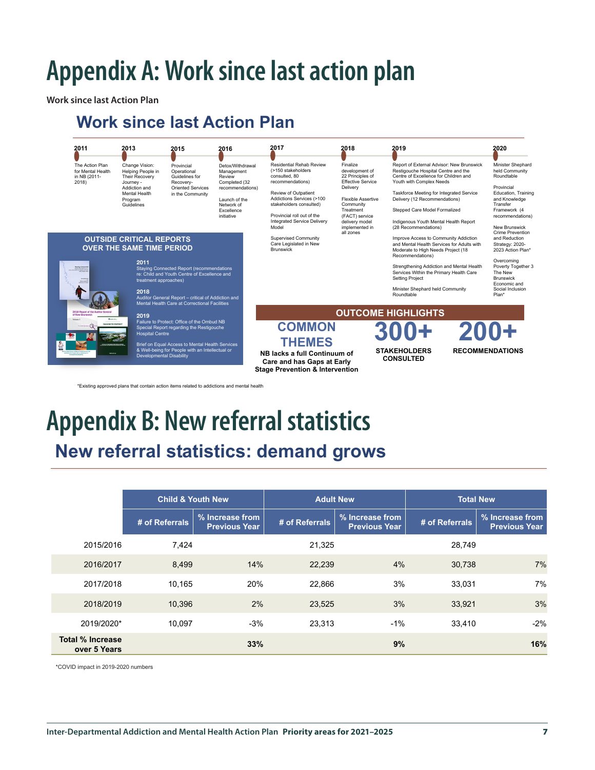# Appendix A: Work since last action plan

**Work since last Action Plan**

## Work since last Action Plan

**2011**

The Action Plan for Mental Health in NB (2011-2018)

**2013**

Change Vision: Helping People in Their Recovery Journey - Addiction and Mental Health Program Guidelines

**2015**

Provincial Operational Guidelines for Recovery-Oriented Services in the Community

**2016**

Detox/Withdrawal Management Review Completed (32 recommendations)

Launch of the Network of Excellence initiative

**2017**

Residential Rehab Review (>150 stakeholders consulted, 80 recommendations)

Review of Outpatient Addictions Services (>100 stakeholders consulted)

Provincial roll out of the Integrated Service Delivery Model

Supervised Community Care Legislated in New Brunswick

**2018**

Finalize development of 22 Principles of Effective Service Delivery

Flexible Assertive Community Treatment (FACT) service delivery model implemented in all zones

**2019**

Report of External Advisor: New Brunswick Restigouche Hospital Centre and the Centre of Excellence for Children and Youth with Complex Needs

Taskforce Meeting for Integrated Service Delivery (12 Recommendations)

Stepped Care Model Formalized

Indigenous Youth Mental Health Report (28 Recommendations)

Improve Access to Community Addiction and Mental Health Services for Adults with Moderate to High Needs Project (18 Recommendations)

Strengthening Addiction and Mental Health Services Within the Primary Health Care Setting Project

Minister Shephard held Community Roundtable

**2020**

Minister Shephard held Community Roundtable

Provincial Education, Training and Knowledge Transfer Framework (4 recommendations)

New Brunswick Crime Prevention and Reduction Strategy: 2020-2023 Action Plan*

Overcoming Poverty Together 3 The New Brunswick Economic and Social Inclusion Plan*

**OUTSIDE CRITICAL REPORTS OVER THE SAME TIME PERIOD**

**2011**
Staying Connected Report (recommendations re: Child and Youth Centre of Excellence and treatment approaches)

**2018**
Auditor General Report – critical of Addiction and Mental Health Care at Correctional Facilities

**2019**
Failure to Protect: Office of the Ombud NB Special Report regarding the Restigouche Hospital Centre

Brief on Equal Access to Mental Health Services & Well-being for People with an Intellectual or Developmental Disability

**OUTCOME HIGHLIGHTS**

**COMMON THEMES**
**NB lacks a full Continuum of Care and has Gaps at Early Stage Prevention & Intervention**

**300+**
**STAKEHOLDERS CONSULTED**

**200+**
**RECOMMENDATIONS**

*Existing approved plans that contain action items related to addictions and mental health

# Appendix B: New referral statistics

## New referral statistics: demand grows

| | Child & Youth New | | Adult New | | Total New | |
|---|---|---|---|---|---|---|
| | # of Referrals | % Increase from Previous Year | # of Referrals | % Increase from Previous Year | # of Referrals | % Increase from Previous Year |
| 2015/2016 | 7,424 | | 21,325 | | 28,749 | |
| 2016/2017 | 8,499 | 14% | 22,239 | 4% | 30,738 | 7% |
| 2017/2018 | 10,165 | 20% | 22,866 | 3% | 33,031 | 7% |
| 2018/2019 | 10,396 | 2% | 23,525 | 3% | 33,921 | 3% |
| 2019/2020* | 10,097 | -3% | 23,313 | -1% | 33,410 | -2% |
| **Total % Increase over 5 Years** | | **33%** | | **9%** | | **16%** |

*COVID impact in 2019-2020 numbers